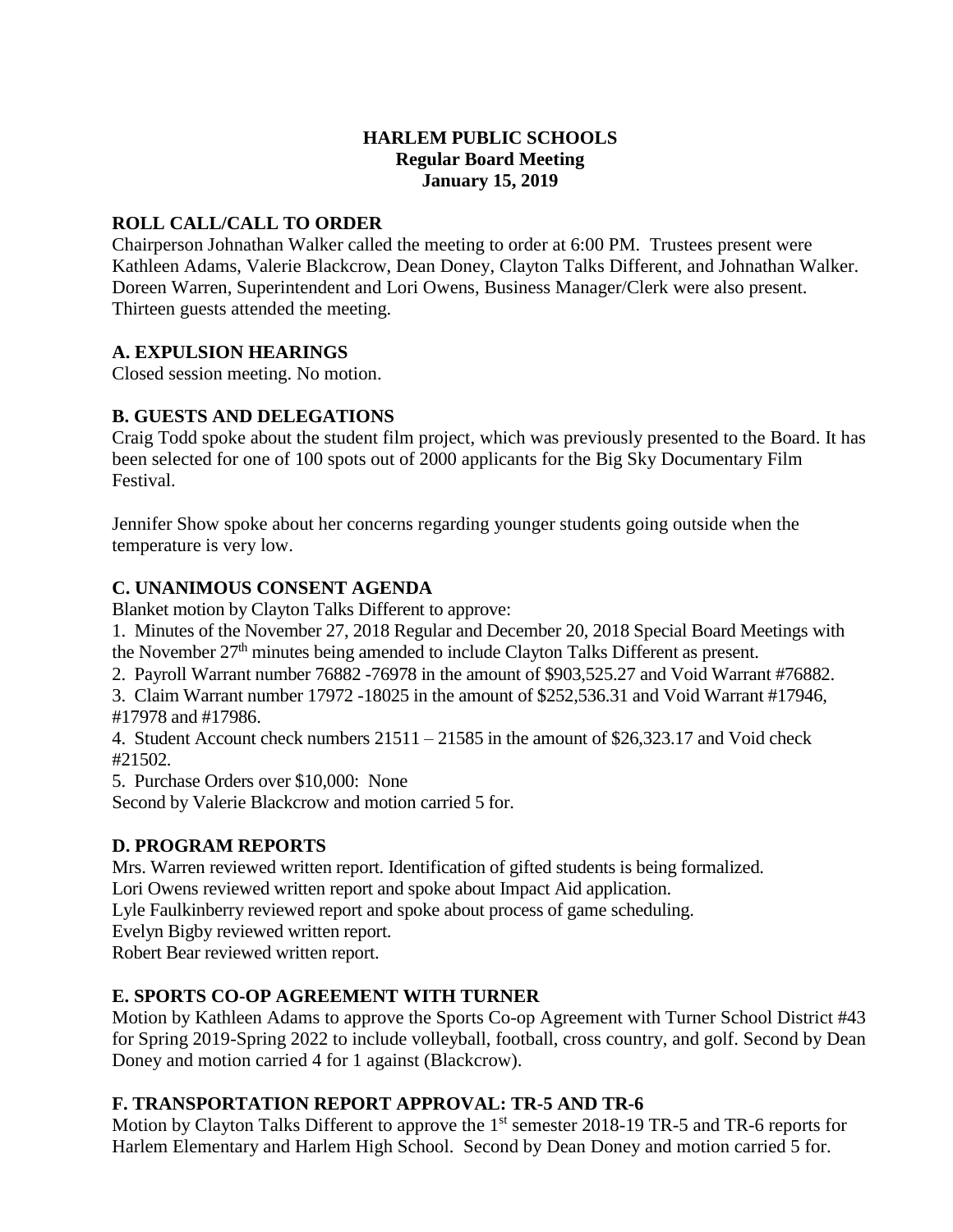# HARLEM PUBLIC SCHOOLS
## Regular Board Meeting
## January 15, 2019

### ROLL CALL/CALL TO ORDER

Chairperson Johnathan Walker called the meeting to order at 6:00 PM. Trustees present were Kathleen Adams, Valerie Blackcrow, Dean Doney, Clayton Talks Different, and Johnathan Walker. Doreen Warren, Superintendent and Lori Owens, Business Manager/Clerk were also present. Thirteen guests attended the meeting.

### A. EXPULSION HEARINGS

Closed session meeting. No motion.

### B. GUESTS AND DELEGATIONS

Craig Todd spoke about the student film project, which was previously presented to the Board. It has been selected for one of 100 spots out of 2000 applicants for the Big Sky Documentary Film Festival.

Jennifer Show spoke about her concerns regarding younger students going outside when the temperature is very low.

### C. UNANIMOUS CONSENT AGENDA

Blanket motion by Clayton Talks Different to approve:

1. Minutes of the November 27, 2018 Regular and December 20, 2018 Special Board Meetings with the November 27th minutes being amended to include Clayton Talks Different as present.
2. Payroll Warrant number 76882 -76978 in the amount of $903,525.27 and Void Warrant #76882.
3. Claim Warrant number 17972 -18025 in the amount of $252,536.31 and Void Warrant #17946, #17978 and #17986.
4. Student Account check numbers 21511 – 21585 in the amount of $26,323.17 and Void check #21502.
5. Purchase Orders over $10,000: None

Second by Valerie Blackcrow and motion carried 5 for.

### D. PROGRAM REPORTS

Mrs. Warren reviewed written report. Identification of gifted students is being formalized.
Lori Owens reviewed written report and spoke about Impact Aid application.
Lyle Faulkinberry reviewed report and spoke about process of game scheduling.
Evelyn Bigby reviewed written report.
Robert Bear reviewed written report.

### E. SPORTS CO-OP AGREEMENT WITH TURNER

Motion by Kathleen Adams to approve the Sports Co-op Agreement with Turner School District #43 for Spring 2019-Spring 2022 to include volleyball, football, cross country, and golf. Second by Dean Doney and motion carried 4 for 1 against (Blackcrow).

### F. TRANSPORTATION REPORT APPROVAL: TR-5 AND TR-6

Motion by Clayton Talks Different to approve the 1st semester 2018-19 TR-5 and TR-6 reports for Harlem Elementary and Harlem High School. Second by Dean Doney and motion carried 5 for.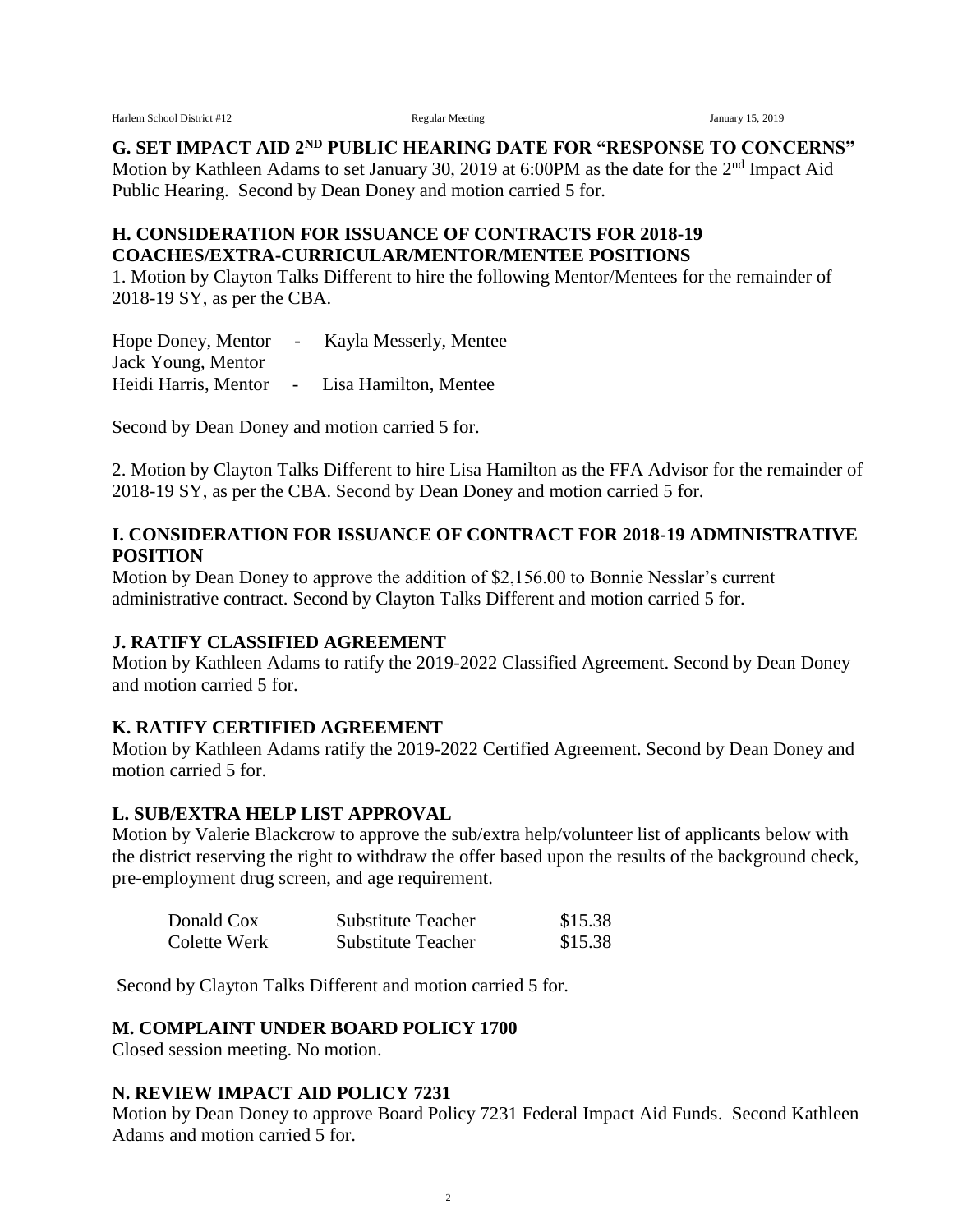## G. SET IMPACT AID 2ND PUBLIC HEARING DATE FOR "RESPONSE TO CONCERNS"

Motion by Kathleen Adams to set January 30, 2019 at 6:00PM as the date for the 2nd Impact Aid Public Hearing. Second by Dean Doney and motion carried 5 for.

## H. CONSIDERATION FOR ISSUANCE OF CONTRACTS FOR 2018-19 COACHES/EXTRA-CURRICULAR/MENTOR/MENTEE POSITIONS

1. Motion by Clayton Talks Different to hire the following Mentor/Mentees for the remainder of 2018-19 SY, as per the CBA.

Hope Doney, Mentor - Kayla Messerly, Mentee
Jack Young, Mentor
Heidi Harris, Mentor - Lisa Hamilton, Mentee

Second by Dean Doney and motion carried 5 for.

2. Motion by Clayton Talks Different to hire Lisa Hamilton as the FFA Advisor for the remainder of 2018-19 SY, as per the CBA. Second by Dean Doney and motion carried 5 for.

## I. CONSIDERATION FOR ISSUANCE OF CONTRACT FOR 2018-19 ADMINISTRATIVE POSITION

Motion by Dean Doney to approve the addition of $2,156.00 to Bonnie Nesslar's current administrative contract. Second by Clayton Talks Different and motion carried 5 for.

## J. RATIFY CLASSIFIED AGREEMENT

Motion by Kathleen Adams to ratify the 2019-2022 Classified Agreement. Second by Dean Doney and motion carried 5 for.

## K. RATIFY CERTIFIED AGREEMENT

Motion by Kathleen Adams ratify the 2019-2022 Certified Agreement. Second by Dean Doney and motion carried 5 for.

## L. SUB/EXTRA HELP LIST APPROVAL

Motion by Valerie Blackcrow to approve the sub/extra help/volunteer list of applicants below with the district reserving the right to withdraw the offer based upon the results of the background check, pre-employment drug screen, and age requirement.

| | | |
|---|---|---|
| Donald Cox | Substitute Teacher | $15.38 |
| Colette Werk | Substitute Teacher | $15.38 |

Second by Clayton Talks Different and motion carried 5 for.

## M. COMPLAINT UNDER BOARD POLICY 1700

Closed session meeting. No motion.

## N. REVIEW IMPACT AID POLICY 7231

Motion by Dean Doney to approve Board Policy 7231 Federal Impact Aid Funds. Second Kathleen Adams and motion carried 5 for.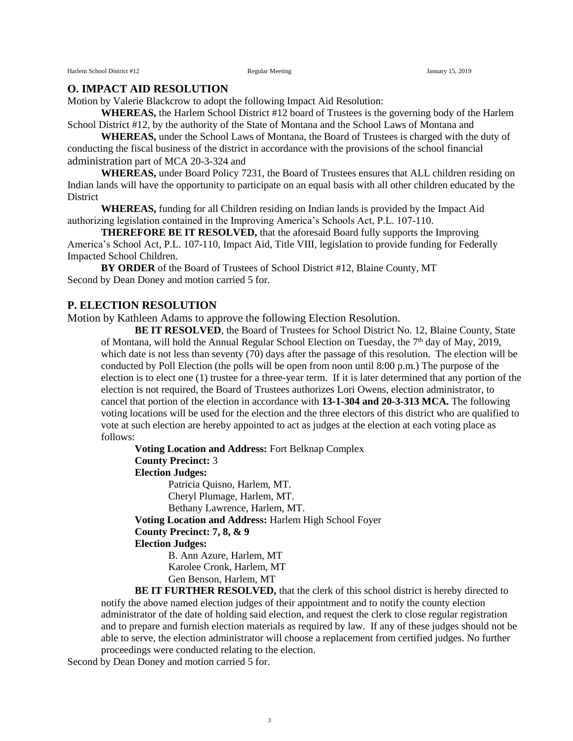## O. IMPACT AID RESOLUTION

Motion by Valerie Blackcrow to adopt the following Impact Aid Resolution:

**WHEREAS,** the Harlem School District #12 board of Trustees is the governing body of the Harlem School District #12, by the authority of the State of Montana and the School Laws of Montana and

**WHEREAS,** under the School Laws of Montana, the Board of Trustees is charged with the duty of conducting the fiscal business of the district in accordance with the provisions of the school financial administration part of MCA 20-3-324 and

**WHEREAS,** under Board Policy 7231, the Board of Trustees ensures that ALL children residing on Indian lands will have the opportunity to participate on an equal basis with all other children educated by the District

**WHEREAS,** funding for all Children residing on Indian lands is provided by the Impact Aid authorizing legislation contained in the Improving America's Schools Act, P.L. 107-110.

**THEREFORE BE IT RESOLVED,** that the aforesaid Board fully supports the Improving America's School Act, P.L. 107-110, Impact Aid, Title VIII, legislation to provide funding for Federally Impacted School Children.

**BY ORDER** of the Board of Trustees of School District #12, Blaine County, MT

Second by Dean Doney and motion carried 5 for.

## P. ELECTION RESOLUTION

Motion by Kathleen Adams to approve the following Election Resolution.

**BE IT RESOLVED**, the Board of Trustees for School District No. 12, Blaine County, State of Montana, will hold the Annual Regular School Election on Tuesday, the 7th day of May, 2019, which date is not less than seventy (70) days after the passage of this resolution. The election will be conducted by Poll Election (the polls will be open from noon until 8:00 p.m.) The purpose of the election is to elect one (1) trustee for a three-year term. If it is later determined that any portion of the election is not required, the Board of Trustees authorizes Lori Owens, election administrator, to cancel that portion of the election in accordance with **13-1-304 and 20-3-313 MCA.** The following voting locations will be used for the election and the three electors of this district who are qualified to vote at such election are hereby appointed to act as judges at the election at each voting place as follows:

**Voting Location and Address:** Fort Belknap Complex
**County Precinct:** 3
**Election Judges:**
Patricia Quisno, Harlem, MT.
Cheryl Plumage, Harlem, MT.
Bethany Lawrence, Harlem, MT.

**Voting Location and Address:** Harlem High School Foyer
**County Precinct: 7, 8, & 9**
**Election Judges:**
B. Ann Azure, Harlem, MT
Karolee Cronk, Harlem, MT
Gen Benson, Harlem, MT

**BE IT FURTHER RESOLVED,** that the clerk of this school district is hereby directed to notify the above named election judges of their appointment and to notify the county election administrator of the date of holding said election, and request the clerk to close regular registration and to prepare and furnish election materials as required by law. If any of these judges should not be able to serve, the election administrator will choose a replacement from certified judges. No further proceedings were conducted relating to the election.

Second by Dean Doney and motion carried 5 for.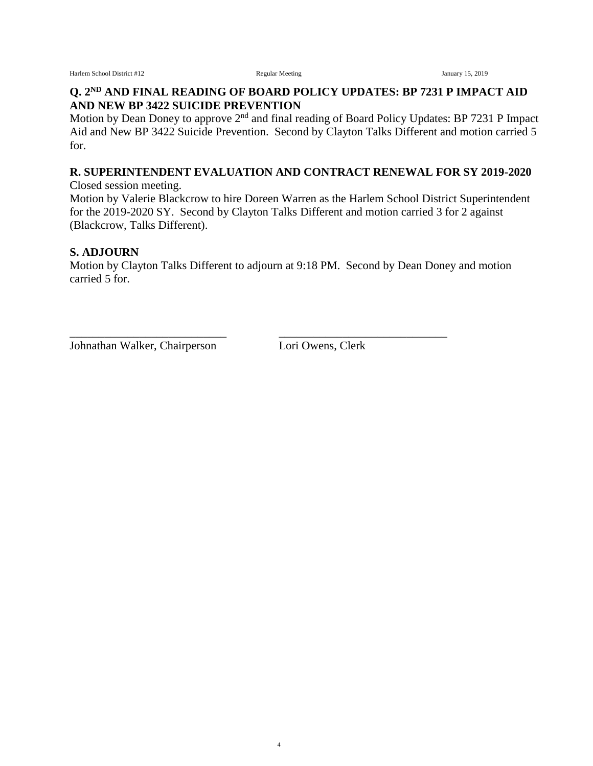**Q. 2ND AND FINAL READING OF BOARD POLICY UPDATES: BP 7231 P IMPACT AID AND NEW BP 3422 SUICIDE PREVENTION**

Motion by Dean Doney to approve 2nd and final reading of Board Policy Updates: BP 7231 P Impact Aid and New BP 3422 Suicide Prevention. Second by Clayton Talks Different and motion carried 5 for.

**R. SUPERINTENDENT EVALUATION AND CONTRACT RENEWAL FOR SY 2019-2020**

Closed session meeting.

Motion by Valerie Blackcrow to hire Doreen Warren as the Harlem School District Superintendent for the 2019-2020 SY. Second by Clayton Talks Different and motion carried 3 for 2 against (Blackcrow, Talks Different).

**S. ADJOURN**

Motion by Clayton Talks Different to adjourn at 9:18 PM. Second by Dean Doney and motion carried 5 for.

\_\_\_\_\_\_\_\_\_\_\_\_\_\_\_\_\_\_\_\_\_\_\_\_\_\_\_\_ \_\_\_\_\_\_\_\_\_\_\_\_\_\_\_\_\_\_\_\_\_\_\_\_\_\_\_\_\_\_

Johnathan Walker, Chairperson Lori Owens, Clerk